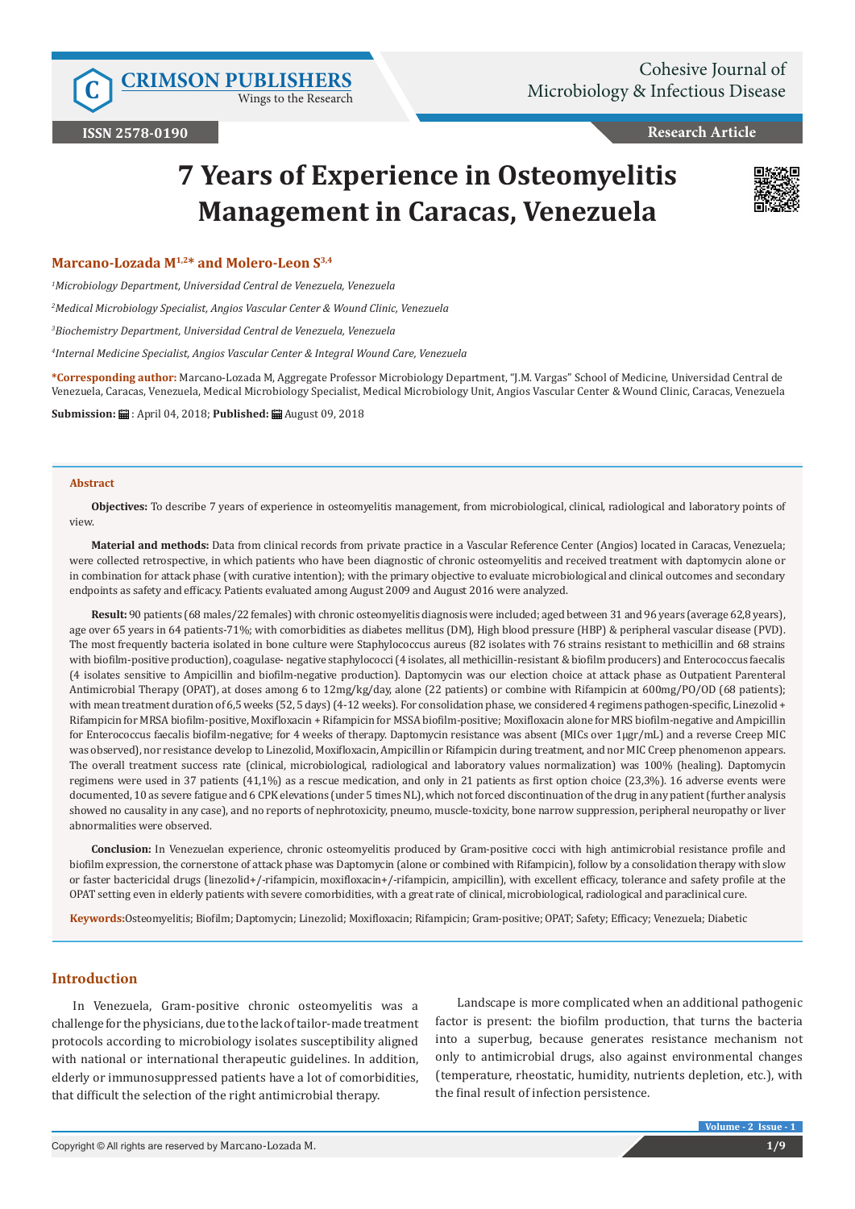# 7 Years of Experience in Osteomyelitis Management in Caracas, Venezuela

**Marcano-Lozada M[1,2]* and Molero-Leon S[3,4]**

*[1]Microbiology Department, Universidad Central de Venezuela, Venezuela*

*[2]Medical Microbiology Specialist, Angios Vascular Center & Wound Clinic, Venezuela*

*[3]Biochemistry Department, Universidad Central de Venezuela, Venezuela*

*[4]Internal Medicine Specialist, Angios Vascular Center & Integral Wound Care, Venezuela*

**\*Corresponding author:** Marcano-Lozada M, Aggregate Professor Microbiology Department, "J.M. Vargas" School of Medicine, Universidad Central de Venezuela, Caracas, Venezuela, Medical Microbiology Specialist, Medical Microbiology Unit, Angios Vascular Center & Wound Clinic, Caracas, Venezuela

**Submission:** : April 04, 2018; **Published:** August 09, 2018

## Abstract

**Objectives:** To describe 7 years of experience in osteomyelitis management, from microbiological, clinical, radiological and laboratory points of view.

**Material and methods:** Data from clinical records from private practice in a Vascular Reference Center (Angios) located in Caracas, Venezuela; were collected retrospective, in which patients who have been diagnostic of chronic osteomyelitis and received treatment with daptomycin alone or in combination for attack phase (with curative intention); with the primary objective to evaluate microbiological and clinical outcomes and secondary endpoints as safety and efficacy. Patients evaluated among August 2009 and August 2016 were analyzed.

**Result:** 90 patients (68 males/22 females) with chronic osteomyelitis diagnosis were included; aged between 31 and 96 years (average 62,8 years), age over 65 years in 64 patients-71%; with comorbidities as diabetes mellitus (DM), High blood pressure (HBP) & peripheral vascular disease (PVD). The most frequently bacteria isolated in bone culture were Staphylococcus aureus (82 isolates with 76 strains resistant to methicillin and 68 strains with biofilm-positive production), coagulase- negative staphylococci (4 isolates, all methicillin-resistant & biofilm producers) and Enterococcus faecalis (4 isolates sensitive to Ampicillin and biofilm-negative production). Daptomycin was our election choice at attack phase as Outpatient Parenteral Antimicrobial Therapy (OPAT), at doses among 6 to 12mg/kg/day, alone (22 patients) or combine with Rifampicin at 600mg/PO/OD (68 patients); with mean treatment duration of 6,5 weeks (52, 5 days) (4-12 weeks). For consolidation phase, we considered 4 regimens pathogen-specific, Linezolid + Rifampicin for MRSA biofilm-positive, Moxifloxacin + Rifampicin for MSSA biofilm-positive; Moxifloxacin alone for MRS biofilm-negative and Ampicillin for Enterococcus faecalis biofilm-negative; for 4 weeks of therapy. Daptomycin resistance was absent (MICs over 1µgr/mL) and a reverse Creep MIC was observed), nor resistance develop to Linezolid, Moxifloxacin, Ampicillin or Rifampicin during treatment, and nor MIC Creep phenomenon appears. The overall treatment success rate (clinical, microbiological, radiological and laboratory values normalization) was 100% (healing). Daptomycin regimens were used in 37 patients (41,1%) as a rescue medication, and only in 21 patients as first option choice (23,3%). 16 adverse events were documented, 10 as severe fatigue and 6 CPK elevations (under 5 times NL), which not forced discontinuation of the drug in any patient (further analysis showed no causality in any case), and no reports of nephrotoxicity, pneumo, muscle-toxicity, bone narrow suppression, peripheral neuropathy or liver abnormalities were observed.

**Conclusion:** In Venezuelan experience, chronic osteomyelitis produced by Gram-positive cocci with high antimicrobial resistance profile and biofilm expression, the cornerstone of attack phase was Daptomycin (alone or combined with Rifampicin), follow by a consolidation therapy with slow or faster bactericidal drugs (linezolid+/-rifampicin, moxifloxacin+/-rifampicin, ampicillin), with excellent efficacy, tolerance and safety profile at the OPAT setting even in elderly patients with severe comorbidities, with a great rate of clinical, microbiological, radiological and paraclinical cure.

**Keywords:** Osteomyelitis; Biofilm; Daptomycin; Linezolid; Moxifloxacin; Rifampicin; Gram-positive; OPAT; Safety; Efficacy; Venezuela; Diabetic

## Introduction

In Venezuela, Gram-positive chronic osteomyelitis was a challenge for the physicians, due to the lack of tailor-made treatment protocols according to microbiology isolates susceptibility aligned with national or international therapeutic guidelines. In addition, elderly or immunosuppressed patients have a lot of comorbidities, that difficult the selection of the right antimicrobial therapy.

Landscape is more complicated when an additional pathogenic factor is present: the biofilm production, that turns the bacteria into a superbug, because generates resistance mechanism not only to antimicrobial drugs, also against environmental changes (temperature, rheostatic, humidity, nutrients depletion, etc.), with the final result of infection persistence.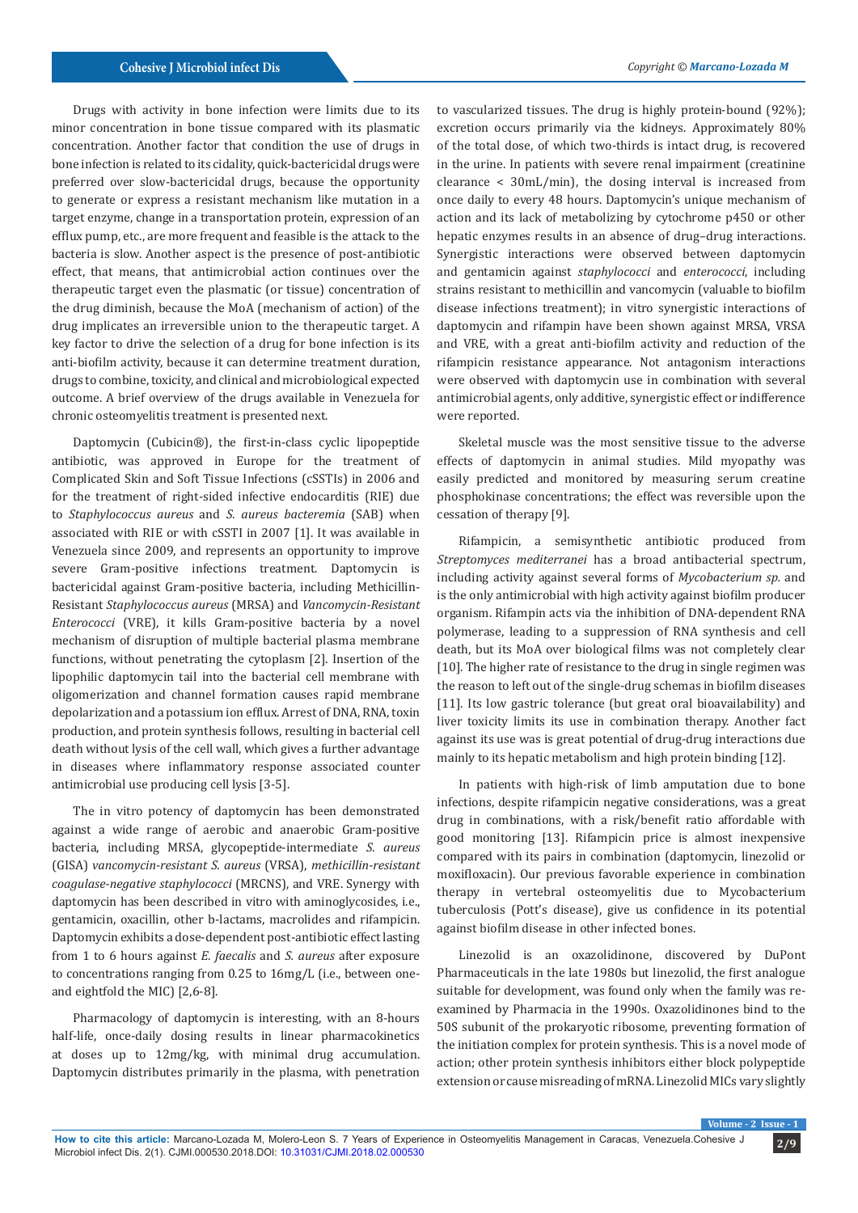Drugs with activity in bone infection were limits due to its minor concentration in bone tissue compared with its plasmatic concentration. Another factor that condition the use of drugs in bone infection is related to its cidality, quick-bactericidal drugs were preferred over slow-bactericidal drugs, because the opportunity to generate or express a resistant mechanism like mutation in a target enzyme, change in a transportation protein, expression of an efflux pump, etc., are more frequent and feasible is the attack to the bacteria is slow. Another aspect is the presence of post-antibiotic effect, that means, that antimicrobial action continues over the therapeutic target even the plasmatic (or tissue) concentration of the drug diminish, because the MoA (mechanism of action) of the drug implicates an irreversible union to the therapeutic target. A key factor to drive the selection of a drug for bone infection is its anti-biofilm activity, because it can determine treatment duration, drugs to combine, toxicity, and clinical and microbiological expected outcome. A brief overview of the drugs available in Venezuela for chronic osteomyelitis treatment is presented next.

Daptomycin (Cubicin®), the first-in-class cyclic lipopeptide antibiotic, was approved in Europe for the treatment of Complicated Skin and Soft Tissue Infections (cSSTIs) in 2006 and for the treatment of right-sided infective endocarditis (RIE) due to *Staphylococcus aureus* and *S. aureus bacteremia* (SAB) when associated with RIE or with cSSTI in 2007 [1]. It was available in Venezuela since 2009, and represents an opportunity to improve severe Gram-positive infections treatment. Daptomycin is bactericidal against Gram-positive bacteria, including Methicillin-Resistant *Staphylococcus aureus* (MRSA) and *Vancomycin-Resistant Enterococci* (VRE), it kills Gram-positive bacteria by a novel mechanism of disruption of multiple bacterial plasma membrane functions, without penetrating the cytoplasm [2]. Insertion of the lipophilic daptomycin tail into the bacterial cell membrane with oligomerization and channel formation causes rapid membrane depolarization and a potassium ion efflux. Arrest of DNA, RNA, toxin production, and protein synthesis follows, resulting in bacterial cell death without lysis of the cell wall, which gives a further advantage in diseases where inflammatory response associated counter antimicrobial use producing cell lysis [3-5].

The in vitro potency of daptomycin has been demonstrated against a wide range of aerobic and anaerobic Gram-positive bacteria, including MRSA, glycopeptide-intermediate *S. aureus* (GISA) *vancomycin-resistant S. aureus* (VRSA), *methicillin-resistant coagulase-negative staphylococci* (MRCNS), and VRE. Synergy with daptomycin has been described in vitro with aminoglycosides, i.e., gentamicin, oxacillin, other b-lactams, macrolides and rifampicin. Daptomycin exhibits a dose-dependent post-antibiotic effect lasting from 1 to 6 hours against *E. faecalis* and *S. aureus* after exposure to concentrations ranging from 0.25 to 16mg/L (i.e., between one- and eightfold the MIC) [2,6-8].

Pharmacology of daptomycin is interesting, with an 8-hours half-life, once-daily dosing results in linear pharmacokinetics at doses up to 12mg/kg, with minimal drug accumulation. Daptomycin distributes primarily in the plasma, with penetration to vascularized tissues. The drug is highly protein-bound (92%); excretion occurs primarily via the kidneys. Approximately 80% of the total dose, of which two-thirds is intact drug, is recovered in the urine. In patients with severe renal impairment (creatinine clearance < 30mL/min), the dosing interval is increased from once daily to every 48 hours. Daptomycin's unique mechanism of action and its lack of metabolizing by cytochrome p450 or other hepatic enzymes results in an absence of drug–drug interactions. Synergistic interactions were observed between daptomycin and gentamicin against *staphylococci* and *enterococci*, including strains resistant to methicillin and vancomycin (valuable to biofilm disease infections treatment); in vitro synergistic interactions of daptomycin and rifampin have been shown against MRSA, VRSA and VRE, with a great anti-biofilm activity and reduction of the rifampicin resistance appearance. Not antagonism interactions were observed with daptomycin use in combination with several antimicrobial agents, only additive, synergistic effect or indifference were reported.

Skeletal muscle was the most sensitive tissue to the adverse effects of daptomycin in animal studies. Mild myopathy was easily predicted and monitored by measuring serum creatine phosphokinase concentrations; the effect was reversible upon the cessation of therapy [9].

Rifampicin, a semisynthetic antibiotic produced from *Streptomyces mediterranei* has a broad antibacterial spectrum, including activity against several forms of *Mycobacterium sp*. and is the only antimicrobial with high activity against biofilm producer organism. Rifampin acts via the inhibition of DNA-dependent RNA polymerase, leading to a suppression of RNA synthesis and cell death, but its MoA over biological films was not completely clear [10]. The higher rate of resistance to the drug in single regimen was the reason to left out of the single-drug schemas in biofilm diseases [11]. Its low gastric tolerance (but great oral bioavailability) and liver toxicity limits its use in combination therapy. Another fact against its use was is great potential of drug-drug interactions due mainly to its hepatic metabolism and high protein binding [12].

In patients with high-risk of limb amputation due to bone infections, despite rifampicin negative considerations, was a great drug in combinations, with a risk/benefit ratio affordable with good monitoring [13]. Rifampicin price is almost inexpensive compared with its pairs in combination (daptomycin, linezolid or moxifloxacin). Our previous favorable experience in combination therapy in vertebral osteomyelitis due to Mycobacterium tuberculosis (Pott's disease), give us confidence in its potential against biofilm disease in other infected bones.

Linezolid is an oxazolidinone, discovered by DuPont Pharmaceuticals in the late 1980s but linezolid, the first analogue suitable for development, was found only when the family was re-examined by Pharmacia in the 1990s. Oxazolidinones bind to the 50S subunit of the prokaryotic ribosome, preventing formation of the initiation complex for protein synthesis. This is a novel mode of action; other protein synthesis inhibitors either block polypeptide extension or cause misreading of mRNA. Linezolid MICs vary slightly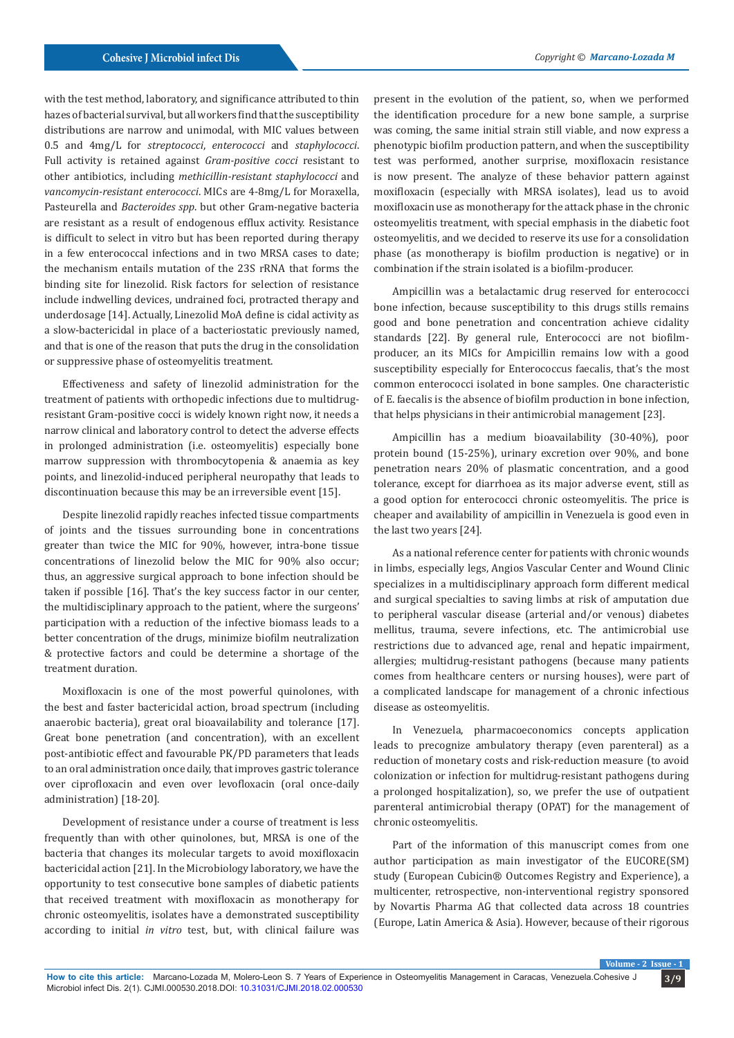with the test method, laboratory, and significance attributed to thin hazes of bacterial survival, but all workers find that the susceptibility distributions are narrow and unimodal, with MIC values between 0.5 and 4mg/L for *streptococci*, *enterococci* and *staphylococci*. Full activity is retained against *Gram-positive cocci* resistant to other antibiotics, including *methicillin-resistant staphylococci* and *vancomycin-resistant enterococci*. MICs are 4-8mg/L for Moraxella, Pasteurella and *Bacteroides spp*. but other Gram-negative bacteria are resistant as a result of endogenous efflux activity. Resistance is difficult to select in vitro but has been reported during therapy in a few enterococcal infections and in two MRSA cases to date; the mechanism entails mutation of the 23S rRNA that forms the binding site for linezolid. Risk factors for selection of resistance include indwelling devices, undrained foci, protracted therapy and underdosage [14]. Actually, Linezolid MoA define is cidal activity as a slow-bactericidal in place of a bacteriostatic previously named, and that is one of the reason that puts the drug in the consolidation or suppressive phase of osteomyelitis treatment.

Effectiveness and safety of linezolid administration for the treatment of patients with orthopedic infections due to multidrug-resistant Gram-positive cocci is widely known right now, it needs a narrow clinical and laboratory control to detect the adverse effects in prolonged administration (i.e. osteomyelitis) especially bone marrow suppression with thrombocytopenia & anaemia as key points, and linezolid-induced peripheral neuropathy that leads to discontinuation because this may be an irreversible event [15].

Despite linezolid rapidly reaches infected tissue compartments of joints and the tissues surrounding bone in concentrations greater than twice the MIC for 90%, however, intra-bone tissue concentrations of linezolid below the MIC for 90% also occur; thus, an aggressive surgical approach to bone infection should be taken if possible [16]. That's the key success factor in our center, the multidisciplinary approach to the patient, where the surgeons' participation with a reduction of the infective biomass leads to a better concentration of the drugs, minimize biofilm neutralization & protective factors and could be determine a shortage of the treatment duration.

Moxifloxacin is one of the most powerful quinolones, with the best and faster bactericidal action, broad spectrum (including anaerobic bacteria), great oral bioavailability and tolerance [17]. Great bone penetration (and concentration), with an excellent post-antibiotic effect and favourable PK/PD parameters that leads to an oral administration once daily, that improves gastric tolerance over ciprofloxacin and even over levofloxacin (oral once-daily administration) [18-20].

Development of resistance under a course of treatment is less frequently than with other quinolones, but, MRSA is one of the bacteria that changes its molecular targets to avoid moxifloxacin bactericidal action [21]. In the Microbiology laboratory, we have the opportunity to test consecutive bone samples of diabetic patients that received treatment with moxifloxacin as monotherapy for chronic osteomyelitis, isolates have a demonstrated susceptibility according to initial *in vitro* test, but, with clinical failure was present in the evolution of the patient, so, when we performed the identification procedure for a new bone sample, a surprise was coming, the same initial strain still viable, and now express a phenotypic biofilm production pattern, and when the susceptibility test was performed, another surprise, moxifloxacin resistance is now present. The analyze of these behavior pattern against moxifloxacin (especially with MRSA isolates), lead us to avoid moxifloxacin use as monotherapy for the attack phase in the chronic osteomyelitis treatment, with special emphasis in the diabetic foot osteomyelitis, and we decided to reserve its use for a consolidation phase (as monotherapy is biofilm production is negative) or in combination if the strain isolated is a biofilm-producer.

Ampicillin was a betalactamic drug reserved for enterococci bone infection, because susceptibility to this drugs stills remains good and bone penetration and concentration achieve cidality standards [22]. By general rule, Enterococci are not biofilm-producer, an its MICs for Ampicillin remains low with a good susceptibility especially for Enterococcus faecalis, that's the most common enterococci isolated in bone samples. One characteristic of E. faecalis is the absence of biofilm production in bone infection, that helps physicians in their antimicrobial management [23].

Ampicillin has a medium bioavailability (30-40%), poor protein bound (15-25%), urinary excretion over 90%, and bone penetration nears 20% of plasmatic concentration, and a good tolerance, except for diarrhoea as its major adverse event, still as a good option for enterococci chronic osteomyelitis. The price is cheaper and availability of ampicillin in Venezuela is good even in the last two years [24].

As a national reference center for patients with chronic wounds in limbs, especially legs, Angios Vascular Center and Wound Clinic specializes in a multidisciplinary approach form different medical and surgical specialties to saving limbs at risk of amputation due to peripheral vascular disease (arterial and/or venous) diabetes mellitus, trauma, severe infections, etc. The antimicrobial use restrictions due to advanced age, renal and hepatic impairment, allergies; multidrug-resistant pathogens (because many patients comes from healthcare centers or nursing houses), were part of a complicated landscape for management of a chronic infectious disease as osteomyelitis.

In Venezuela, pharmacoeconomics concepts application leads to precognize ambulatory therapy (even parenteral) as a reduction of monetary costs and risk-reduction measure (to avoid colonization or infection for multidrug-resistant pathogens during a prolonged hospitalization), so, we prefer the use of outpatient parenteral antimicrobial therapy (OPAT) for the management of chronic osteomyelitis.

Part of the information of this manuscript comes from one author participation as main investigator of the EUCORE(SM) study (European Cubicin® Outcomes Registry and Experience), a multicenter, retrospective, non-interventional registry sponsored by Novartis Pharma AG that collected data across 18 countries (Europe, Latin America & Asia). However, because of their rigorous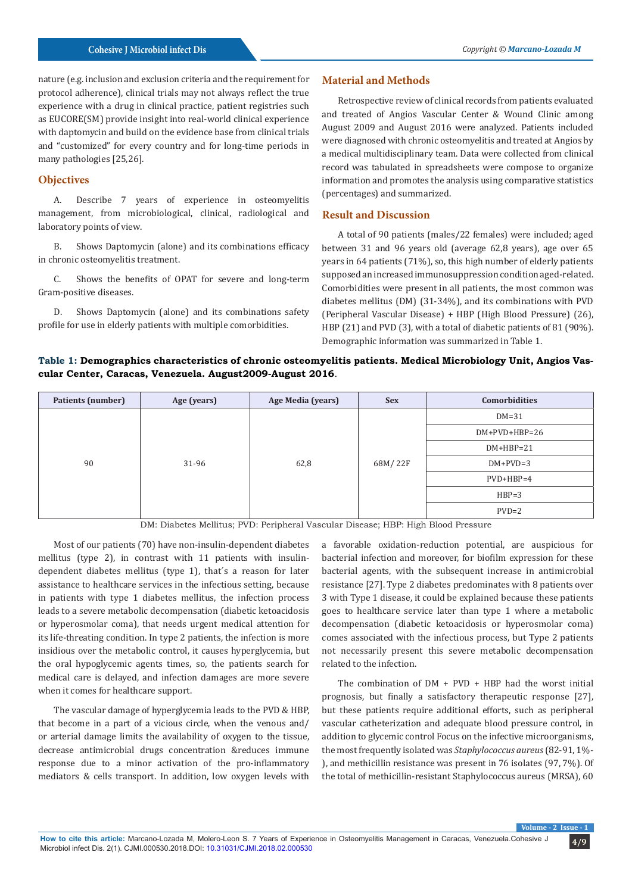nature (e.g. inclusion and exclusion criteria and the requirement for protocol adherence), clinical trials may not always reflect the true experience with a drug in clinical practice, patient registries such as EUCORE(SM) provide insight into real-world clinical experience with daptomycin and build on the evidence base from clinical trials and "customized" for every country and for long-time periods in many pathologies [25,26].

## Objectives

A. Describe 7 years of experience in osteomyelitis management, from microbiological, clinical, radiological and laboratory points of view.

B. Shows Daptomycin (alone) and its combinations efficacy in chronic osteomyelitis treatment.

C. Shows the benefits of OPAT for severe and long-term Gram-positive diseases.

D. Shows Daptomycin (alone) and its combinations safety profile for use in elderly patients with multiple comorbidities.

## Material and Methods

Retrospective review of clinical records from patients evaluated and treated of Angios Vascular Center & Wound Clinic among August 2009 and August 2016 were analyzed. Patients included were diagnosed with chronic osteomyelitis and treated at Angios by a medical multidisciplinary team. Data were collected from clinical record was tabulated in spreadsheets were compose to organize information and promotes the analysis using comparative statistics (percentages) and summarized.

## Result and Discussion

A total of 90 patients (males/22 females) were included; aged between 31 and 96 years old (average 62,8 years), age over 65 years in 64 patients (71%), so, this high number of elderly patients supposed an increased immunosuppression condition aged-related. Comorbidities were present in all patients, the most common was diabetes mellitus (DM) (31-34%), and its combinations with PVD (Peripheral Vascular Disease) + HBP (High Blood Pressure) (26), HBP (21) and PVD (3), with a total of diabetic patients of 81 (90%). Demographic information was summarized in Table 1.

**Table 1: Demographics characteristics of chronic osteomyelitis patients. Medical Microbiology Unit, Angios Vascular Center, Caracas, Venezuela. August2009-August 2016**.

| Patients (number) | Age (years) | Age Media (years) | Sex | Comorbidities |
|---|---|---|---|---|
| 90 | 31-96 | 62,8 | 68M/ 22F | DM=31 |
| | | | | DM+PVD+HBP=26 |
| | | | | DM+HBP=21 |
| | | | | DM+PVD=3 |
| | | | | PVD+HBP=4 |
| | | | | HBP=3 |
| | | | | PVD=2 |

DM: Diabetes Mellitus; PVD: Peripheral Vascular Disease; HBP: High Blood Pressure

Most of our patients (70) have non-insulin-dependent diabetes mellitus (type 2), in contrast with 11 patients with insulin-dependent diabetes mellitus (type 1), that´s a reason for later assistance to healthcare services in the infectious setting, because in patients with type 1 diabetes mellitus, the infection process leads to a severe metabolic decompensation (diabetic ketoacidosis or hyperosmolar coma), that needs urgent medical attention for its life-threating condition. In type 2 patients, the infection is more insidious over the metabolic control, it causes hyperglycemia, but the oral hypoglycemic agents times, so, the patients search for medical care is delayed, and infection damages are more severe when it comes for healthcare support.

The vascular damage of hyperglycemia leads to the PVD & HBP, that become in a part of a vicious circle, when the venous and/or arterial damage limits the availability of oxygen to the tissue, decrease antimicrobial drugs concentration &reduces immune response due to a minor activation of the pro-inflammatory mediators & cells transport. In addition, low oxygen levels with a favorable oxidation-reduction potential, are auspicious for bacterial infection and moreover, for biofilm expression for these bacterial agents, with the subsequent increase in antimicrobial resistance [27]. Type 2 diabetes predominates with 8 patients over 3 with Type 1 disease, it could be explained because these patients goes to healthcare service later than type 1 where a metabolic decompensation (diabetic ketoacidosis or hyperosmolar coma) comes associated with the infectious process, but Type 2 patients not necessarily present this severe metabolic decompensation related to the infection.

The combination of DM + PVD + HBP had the worst initial prognosis, but finally a satisfactory therapeutic response [27], but these patients require additional efforts, such as peripheral vascular catheterization and adequate blood pressure control, in addition to glycemic control Focus on the infective microorganisms, the most frequently isolated was *Staphylococcus aureus* (82-91, 1%-), and methicillin resistance was present in 76 isolates (97, 7%). Of the total of methicillin-resistant Staphylococcus aureus (MRSA), 60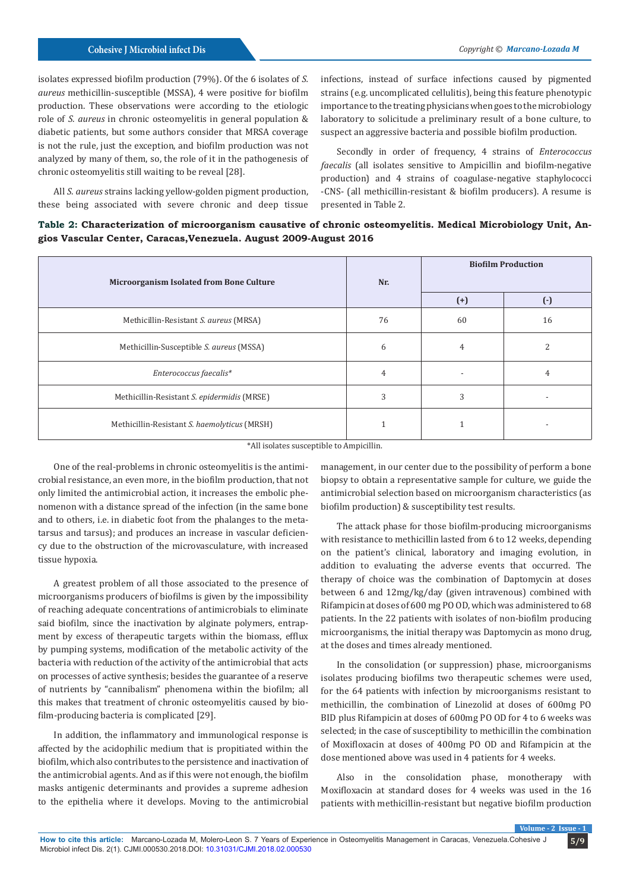isolates expressed biofilm production (79%). Of the 6 isolates of *S. aureus* methicillin-susceptible (MSSA), 4 were positive for biofilm production. These observations were according to the etiologic role of *S. aureus* in chronic osteomyelitis in general population & diabetic patients, but some authors consider that MRSA coverage is not the rule, just the exception, and biofilm production was not analyzed by many of them, so, the role of it in the pathogenesis of chronic osteomyelitis still waiting to be reveal [28].

All *S. aureus* strains lacking yellow-golden pigment production, these being associated with severe chronic and deep tissue infections, instead of surface infections caused by pigmented strains (e.g. uncomplicated cellulitis), being this feature phenotypic importance to the treating physicians when goes to the microbiology laboratory to solicitude a preliminary result of a bone culture, to suspect an aggressive bacteria and possible biofilm production.

Secondly in order of frequency, 4 strains of *Enterococcus faecalis* (all isolates sensitive to Ampicillin and biofilm-negative production) and 4 strains of coagulase-negative staphylococci -CNS- (all methicillin-resistant & biofilm producers). A resume is presented in Table 2.

**Table 2: Characterization of microorganism causative of chronic osteomyelitis. Medical Microbiology Unit, Angios Vascular Center, Caracas,Venezuela. August 2009-August 2016**

| Microorganism Isolated from Bone Culture | Nr. | Biofilm Production | |
|---|---|---|---|
| | | (+) | (-) |
| Methicillin-Resistant *S. aureus* (MRSA) | 76 | 60 | 16 |
| Methicillin-Susceptible *S. aureus* (MSSA) | 6 | 4 | 2 |
| *Enterococcus faecalis** | 4 | - | 4 |
| Methicillin-Resistant *S. epidermidis* (MRSE) | 3 | 3 | - |
| Methicillin-Resistant *S. haemolyticus* (MRSH) | 1 | 1 | - |

*All isolates susceptible to Ampicillin.

One of the real-problems in chronic osteomyelitis is the antimicrobial resistance, an even more, in the biofilm production, that not only limited the antimicrobial action, it increases the embolic phenomenon with a distance spread of the infection (in the same bone and to others, i.e. in diabetic foot from the phalanges to the metatarsus and tarsus); and produces an increase in vascular deficiency due to the obstruction of the microvasculature, with increased tissue hypoxia.

A greatest problem of all those associated to the presence of microorganisms producers of biofilms is given by the impossibility of reaching adequate concentrations of antimicrobials to eliminate said biofilm, since the inactivation by alginate polymers, entrapment by excess of therapeutic targets within the biomass, efflux by pumping systems, modification of the metabolic activity of the bacteria with reduction of the activity of the antimicrobial that acts on processes of active synthesis; besides the guarantee of a reserve of nutrients by "cannibalism" phenomena within the biofilm; all this makes that treatment of chronic osteomyelitis caused by biofilm-producing bacteria is complicated [29].

In addition, the inflammatory and immunological response is affected by the acidophilic medium that is propitiated within the biofilm, which also contributes to the persistence and inactivation of the antimicrobial agents. And as if this were not enough, the biofilm masks antigenic determinants and provides a supreme adhesion to the epithelia where it develops. Moving to the antimicrobial management, in our center due to the possibility of perform a bone biopsy to obtain a representative sample for culture, we guide the antimicrobial selection based on microorganism characteristics (as biofilm production) & susceptibility test results.

The attack phase for those biofilm-producing microorganisms with resistance to methicillin lasted from 6 to 12 weeks, depending on the patient's clinical, laboratory and imaging evolution, in addition to evaluating the adverse events that occurred. The therapy of choice was the combination of Daptomycin at doses between 6 and 12mg/kg/day (given intravenous) combined with Rifampicin at doses of 600 mg PO OD, which was administered to 68 patients. In the 22 patients with isolates of non-biofilm producing microorganisms, the initial therapy was Daptomycin as mono drug, at the doses and times already mentioned.

In the consolidation (or suppression) phase, microorganisms isolates producing biofilms two therapeutic schemes were used, for the 64 patients with infection by microorganisms resistant to methicillin, the combination of Linezolid at doses of 600mg PO BID plus Rifampicin at doses of 600mg PO OD for 4 to 6 weeks was selected; in the case of susceptibility to methicillin the combination of Moxifloxacin at doses of 400mg PO OD and Rifampicin at the dose mentioned above was used in 4 patients for 4 weeks.

Also in the consolidation phase, monotherapy with Moxifloxacin at standard doses for 4 weeks was used in the 16 patients with methicillin-resistant but negative biofilm production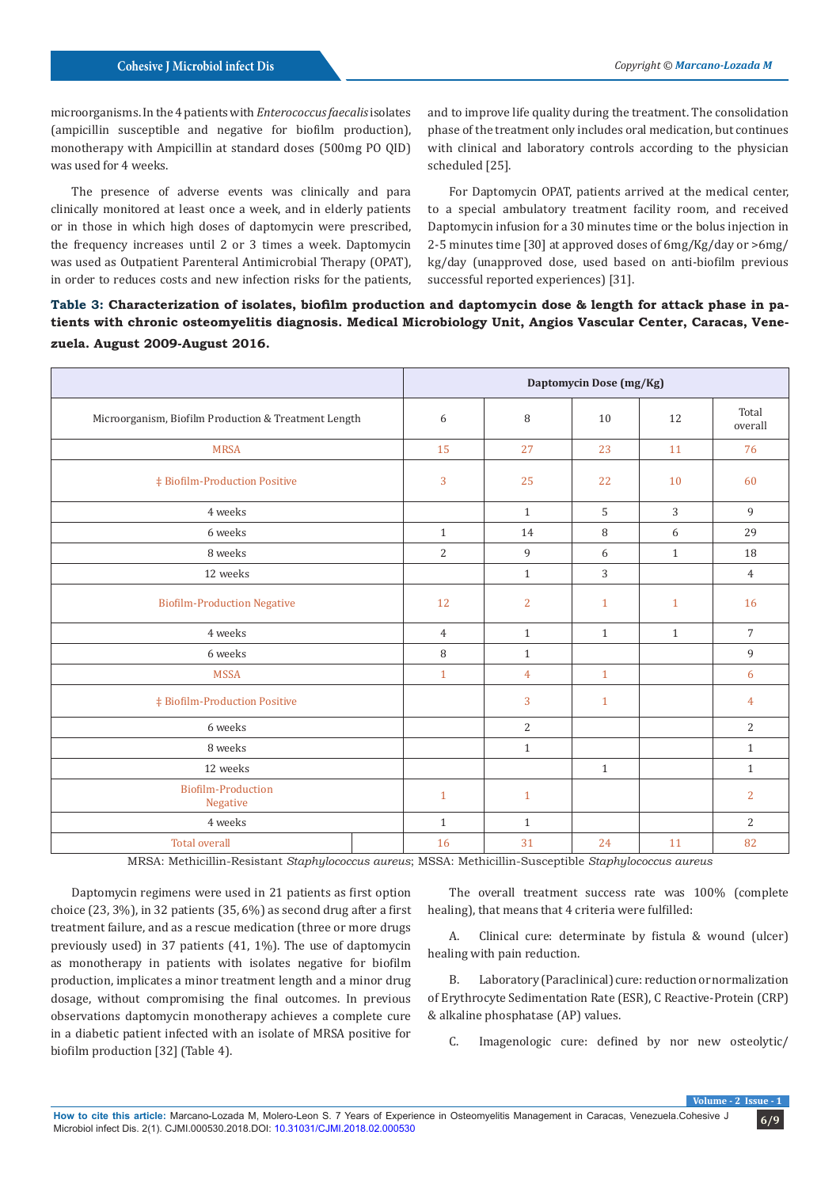microorganisms. In the 4 patients with *Enterococcus faecalis* isolates (ampicillin susceptible and negative for biofilm production), monotherapy with Ampicillin at standard doses (500mg PO QID) was used for 4 weeks.

The presence of adverse events was clinically and para clinically monitored at least once a week, and in elderly patients or in those in which high doses of daptomycin were prescribed, the frequency increases until 2 or 3 times a week. Daptomycin was used as Outpatient Parenteral Antimicrobial Therapy (OPAT), in order to reduces costs and new infection risks for the patients, and to improve life quality during the treatment. The consolidation phase of the treatment only includes oral medication, but continues with clinical and laboratory controls according to the physician scheduled [25].

For Daptomycin OPAT, patients arrived at the medical center, to a special ambulatory treatment facility room, and received Daptomycin infusion for a 30 minutes time or the bolus injection in 2-5 minutes time [30] at approved doses of 6mg/Kg/day or >6mg/kg/day (unapproved dose, used based on anti-biofilm previous successful reported experiences) [31].

**Table 3: Characterization of isolates, biofilm production and daptomycin dose & length for attack phase in patients with chronic osteomyelitis diagnosis. Medical Microbiology Unit, Angios Vascular Center, Caracas, Venezuela. August 2009-August 2016.**

| | Daptomycin Dose (mg/Kg) | | | | |
|---|---|---|---|---|---|
| Microorganism, Biofilm Production & Treatment Length | 6 | 8 | 10 | 12 | Total overall |
| MRSA | 15 | 27 | 23 | 11 | 76 |
| ‡ Biofilm-Production Positive | 3 | 25 | 22 | 10 | 60 |
| 4 weeks | | 1 | 5 | 3 | 9 |
| 6 weeks | 1 | 14 | 8 | 6 | 29 |
| 8 weeks | 2 | 9 | 6 | 1 | 18 |
| 12 weeks | | 1 | 3 | | 4 |
| Biofilm-Production Negative | 12 | 2 | 1 | 1 | 16 |
| 4 weeks | 4 | 1 | 1 | 1 | 7 |
| 6 weeks | 8 | 1 | | | 9 |
| MSSA | 1 | 4 | 1 | | 6 |
| ‡ Biofilm-Production Positive | | 3 | 1 | | 4 |
| 6 weeks | | 2 | | | 2 |
| 8 weeks | | 1 | | | 1 |
| 12 weeks | | | 1 | | 1 |
| Biofilm-Production Negative | 1 | 1 | | | 2 |
| 4 weeks | 1 | 1 | | | 2 |
| Total overall | 16 | 31 | 24 | 11 | 82 |

MRSA: Methicillin-Resistant *Staphylococcus aureus*; MSSA: Methicillin-Susceptible *Staphylococcus aureus*

Daptomycin regimens were used in 21 patients as first option choice (23, 3%), in 32 patients (35, 6%) as second drug after a first treatment failure, and as a rescue medication (three or more drugs previously used) in 37 patients (41, 1%). The use of daptomycin as monotherapy in patients with isolates negative for biofilm production, implicates a minor treatment length and a minor drug dosage, without compromising the final outcomes. In previous observations daptomycin monotherapy achieves a complete cure in a diabetic patient infected with an isolate of MRSA positive for biofilm production [32] (Table 4).

The overall treatment success rate was 100% (complete healing), that means that 4 criteria were fulfilled:

A. Clinical cure: determinate by fistula & wound (ulcer) healing with pain reduction.

B. Laboratory (Paraclinical) cure: reduction or normalization of Erythrocyte Sedimentation Rate (ESR), C Reactive-Protein (CRP) & alkaline phosphatase (AP) values.

C. Imagenologic cure: defined by nor new osteolytic/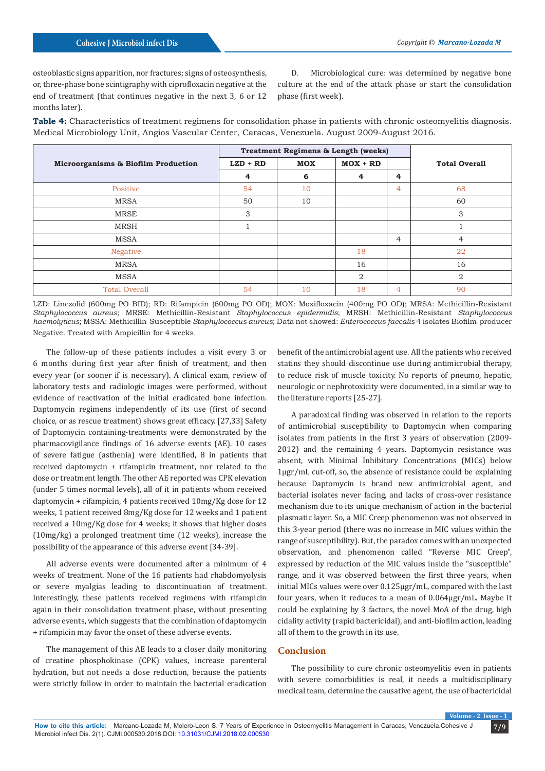osteoblastic signs apparition, nor fractures; signs of osteosynthesis, or, three-phase bone scintigraphy with ciprofloxacin negative at the end of treatment (that continues negative in the next 3, 6 or 12 months later).

D. Microbiological cure: was determined by negative bone culture at the end of the attack phase or start the consolidation phase (first week).

**Table 4:** Characteristics of treatment regimens for consolidation phase in patients with chronic osteomyelitis diagnosis. Medical Microbiology Unit, Angios Vascular Center, Caracas, Venezuela. August 2009-August 2016.

| Microorganisms & Biofilm Production | Treatment Regimens & Length (weeks) | | | | Total Overall |
|---|---|---|---|---|---|
| | LZD + RD | MOX | MOX + RD | | |
| | 4 | 6 | 4 | 4 | |
| Positive | 54 | 10 | | 4 | 68 |
| MRSA | 50 | 10 | | | 60 |
| MRSE | 3 | | | | 3 |
| MRSH | 1 | | | | 1 |
| MSSA | | | | 4 | 4 |
| Negative | | | 18 | | 22 |
| MRSA | | | 16 | | 16 |
| MSSA | | | 2 | | 2 |
| Total Overall | 54 | 10 | 18 | 4 | 90 |

LZD: Linezolid (600mg PO BID); RD: Rifampicin (600mg PO OD); MOX: Moxifloxacin (400mg PO OD); MRSA: Methicillin-Resistant *Staphylococcus aureus*; MRSE: Methicillin-Resistant *Staphylococcus epidermidis*; MRSH: Methicillin-Resistant *Staphylococcus haemolyticus*; MSSA: Methicillin-Susceptible *Staphylococcus aureus*; Data not showed: *Enterococcus faecalis* 4 isolates Biofilm-producer Negative. Treated with Ampicillin for 4 weeks.

The follow-up of these patients includes a visit every 3 or 6 months during first year after finish of treatment, and then every year (or sooner if is necessary). A clinical exam, review of laboratory tests and radiologic images were performed, without evidence of reactivation of the initial eradicated bone infection. Daptomycin regimens independently of its use (first of second choice, or as rescue treatment) shows great efficacy. [27,33] Safety of Daptomycin containing-treatments were demonstrated by the pharmacovigilance findings of 16 adverse events (AE). 10 cases of severe fatigue (asthenia) were identified, 8 in patients that received daptomycin + rifampicin treatment, nor related to the dose or treatment length. The other AE reported was CPK elevation (under 5 times normal levels), all of it in patients whom received daptomycin + rifampicin, 4 patients received 10mg/Kg dose for 12 weeks, 1 patient received 8mg/Kg dose for 12 weeks and 1 patient received a 10mg/Kg dose for 4 weeks; it shows that higher doses (10mg/kg) a prolonged treatment time (12 weeks), increase the possibility of the appearance of this adverse event [34-39].

All adverse events were documented after a minimum of 4 weeks of treatment. None of the 16 patients had rhabdomyolysis or severe myalgias leading to discontinuation of treatment. Interestingly, these patients received regimens with rifampicin again in their consolidation treatment phase, without presenting adverse events, which suggests that the combination of daptomycin + rifampicin may favor the onset of these adverse events.

The management of this AE leads to a closer daily monitoring of creatine phosphokinase (CPK) values, increase parenteral hydration, but not needs a dose reduction, because the patients were strictly follow in order to maintain the bacterial eradication benefit of the antimicrobial agent use. All the patients who received statins they should discontinue use during antimicrobial therapy, to reduce risk of muscle toxicity. No reports of pneumo, hepatic, neurologic or nephrotoxicity were documented, in a similar way to the literature reports [25-27].

A paradoxical finding was observed in relation to the reports of antimicrobial susceptibility to Daptomycin when comparing isolates from patients in the first 3 years of observation (2009-2012) and the remaining 4 years. Daptomycin resistance was absent, with Minimal Inhibitory Concentrations (MICs) below 1µgr/mL cut-off, so, the absence of resistance could be explaining because Daptomycin is brand new antimicrobial agent, and bacterial isolates never facing, and lacks of cross-over resistance mechanism due to its unique mechanism of action in the bacterial plasmatic layer. So, a MIC Creep phenomenon was not observed in this 3-year period (there was no increase in MIC values within the range of susceptibility). But, the paradox comes with an unexpected observation, and phenomenon called "Reverse MIC Creep", expressed by reduction of the MIC values inside the "susceptible" range, and it was observed between the first three years, when initial MICs values were over 0.125µgr/mL, compared with the last four years, when it reduces to a mean of 0.064µgr/mL. Maybe it could be explaining by 3 factors, the novel MoA of the drug, high cidality activity (rapid bactericidal), and anti-biofilm action, leading all of them to the growth in its use.

## Conclusion

The possibility to cure chronic osteomyelitis even in patients with severe comorbidities is real, it needs a multidisciplinary medical team, determine the causative agent, the use of bactericidal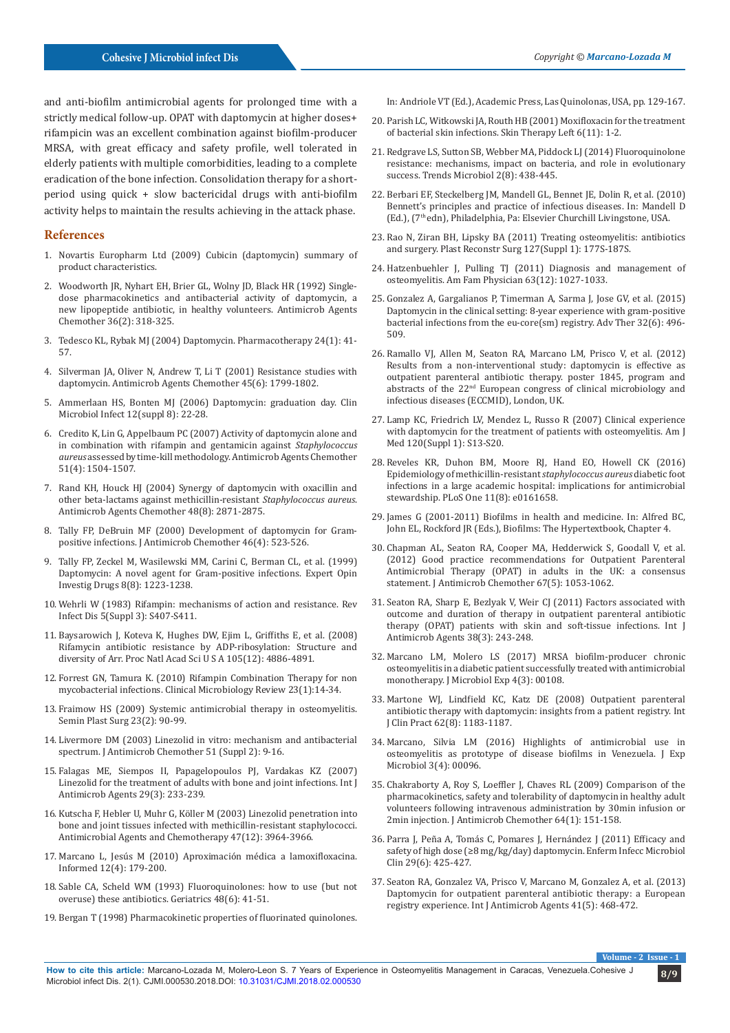and anti-biofilm antimicrobial agents for prolonged time with a strictly medical follow-up. OPAT with daptomycin at higher doses+ rifampicin was an excellent combination against biofilm-producer MRSA, with great efficacy and safety profile, well tolerated in elderly patients with multiple comorbidities, leading to a complete eradication of the bone infection. Consolidation therapy for a short-period using quick + slow bactericidal drugs with anti-biofilm activity helps to maintain the results achieving in the attack phase.

## References

1. Novartis Europharm Ltd (2009) Cubicin (daptomycin) summary of product characteristics.
2. Woodworth JR, Nyhart EH, Brier GL, Wolny JD, Black HR (1992) Single-dose pharmacokinetics and antibacterial activity of daptomycin, a new lipopeptide antibiotic, in healthy volunteers. Antimicrob Agents Chemother 36(2): 318-325.
3. Tedesco KL, Rybak MJ (2004) Daptomycin. Pharmacotherapy 24(1): 41-57.
4. Silverman JA, Oliver N, Andrew T, Li T (2001) Resistance studies with daptomycin. Antimicrob Agents Chemother 45(6): 1799-1802.
5. Ammerlaan HS, Bonten MJ (2006) Daptomycin: graduation day. Clin Microbiol Infect 12(suppl 8): 22-28.
6. Credito K, Lin G, Appelbaum PC (2007) Activity of daptomycin alone and in combination with rifampin and gentamicin against *Staphylococcus aureus* assessed by time-kill methodology. Antimicrob Agents Chemother 51(4): 1504-1507.
7. Rand KH, Houck HJ (2004) Synergy of daptomycin with oxacillin and other beta-lactams against methicillin-resistant *Staphylococcus aureus*. Antimicrob Agents Chemother 48(8): 2871-2875.
8. Tally FP, DeBruin MF (2000) Development of daptomycin for Gram-positive infections. J Antimicrob Chemother 46(4): 523-526.
9. Tally FP, Zeckel M, Wasilewski MM, Carini C, Berman CL, et al. (1999) Daptomycin: A novel agent for Gram-positive infections. Expert Opin Investig Drugs 8(8): 1223-1238.
10. Wehrli W (1983) Rifampin: mechanisms of action and resistance. Rev Infect Dis 5(Suppl 3): S407-S411.
11. Baysarowich J, Koteva K, Hughes DW, Ejim L, Griffiths E, et al. (2008) Rifamycin antibiotic resistance by ADP-ribosylation: Structure and diversity of Arr. Proc Natl Acad Sci U S A 105(12): 4886-4891.
12. Forrest GN, Tamura K. (2010) Rifampin Combination Therapy for non mycobacterial infections. Clinical Microbiology Review 23(1):14-34.
13. Fraimow HS (2009) Systemic antimicrobial therapy in osteomyelitis. Semin Plast Surg 23(2): 90-99.
14. Livermore DM (2003) Linezolid in vitro: mechanism and antibacterial spectrum. J Antimicrob Chemother 51 (Suppl 2): 9-16.
15. Falagas ME, Siempos II, Papagelopoulos PJ, Vardakas KZ (2007) Linezolid for the treatment of adults with bone and joint infections. Int J Antimicrob Agents 29(3): 233-239.
16. Kutscha F, Hebler U, Muhr G, Köller M (2003) Linezolid penetration into bone and joint tissues infected with methicillin-resistant staphylococci. Antimicrobial Agents and Chemotherapy 47(12): 3964-3966.
17. Marcano L, Jesús M (2010) Aproximación médica a lamoxifloxacina. Informed 12(4): 179-200.
18. Sable CA, Scheld WM (1993) Fluoroquinolones: how to use (but not overuse) these antibiotics. Geriatrics 48(6): 41-51.
19. Bergan T (1998) Pharmacokinetic properties of fluorinated quinolones. In: Andriole VT (Ed.), Academic Press, Las Quinolonas, USA, pp. 129-167.
20. Parish LC, Witkowski JA, Routh HB (2001) Moxifloxacin for the treatment of bacterial skin infections. Skin Therapy Left 6(11): 1-2.
21. Redgrave LS, Sutton SB, Webber MA, Piddock LJ (2014) Fluoroquinolone resistance: mechanisms, impact on bacteria, and role in evolutionary success. Trends Microbiol 2(8): 438-445.
22. Berbari EF, Steckelberg JM, Mandell GL, Bennet JE, Dolin R, et al. (2010) Bennett's principles and practice of infectious diseases. In: Mandell D (Ed.), (7th edn), Philadelphia, Pa: Elsevier Churchill Livingstone, USA.
23. Rao N, Ziran BH, Lipsky BA (2011) Treating osteomyelitis: antibiotics and surgery. Plast Reconstr Surg 127(Suppl 1): 177S-187S.
24. Hatzenbuehler J, Pulling TJ (2011) Diagnosis and management of osteomyelitis. Am Fam Physician 63(12): 1027-1033.
25. Gonzalez A, Gargalianos P, Timerman A, Sarma J, Jose GV, et al. (2015) Daptomycin in the clinical setting: 8-year experience with gram-positive bacterial infections from the eu-core(sm) registry. Adv Ther 32(6): 496-509.
26. Ramallo VJ, Allen M, Seaton RA, Marcano LM, Prisco V, et al. (2012) Results from a non-interventional study: daptomycin is effective as outpatient parenteral antibiotic therapy. poster 1845, program and abstracts of the 22nd European congress of clinical microbiology and infectious diseases (ECCMID), London, UK.
27. Lamp KC, Friedrich LV, Mendez L, Russo R (2007) Clinical experience with daptomycin for the treatment of patients with osteomyelitis. Am J Med 120(Suppl 1): S13-S20.
28. Reveles KR, Duhon BM, Moore RJ, Hand EO, Howell CK (2016) Epidemiology of methicillin-resistant *staphylococcus aureus* diabetic foot infections in a large academic hospital: implications for antimicrobial stewardship. PLoS One 11(8): e0161658.
29. James G (2001-2011) Biofilms in health and medicine. In: Alfred BC, John EL, Rockford JR (Eds.), Biofilms: The Hypertextbook, Chapter 4.
30. Chapman AL, Seaton RA, Cooper MA, Hedderwick S, Goodall V, et al. (2012) Good practice recommendations for Outpatient Parenteral Antimicrobial Therapy (OPAT) in adults in the UK: a consensus statement. J Antimicrob Chemother 67(5): 1053-1062.
31. Seaton RA, Sharp E, Bezlyak V, Weir CJ (2011) Factors associated with outcome and duration of therapy in outpatient parenteral antibiotic therapy (OPAT) patients with skin and soft-tissue infections. Int J Antimicrob Agents 38(3): 243-248.
32. Marcano LM, Molero LS (2017) MRSA biofilm-producer chronic osteomyelitis in a diabetic patient successfully treated with antimicrobial monotherapy. J Microbiol Exp 4(3): 00108.
33. Martone WJ, Lindfield KC, Katz DE (2008) Outpatient parenteral antibiotic therapy with daptomycin: insights from a patient registry. Int J Clin Pract 62(8): 1183-1187.
34. Marcano, Silvia LM (2016) Highlights of antimicrobial use in osteomyelitis as prototype of disease biofilms in Venezuela. J Exp Microbiol 3(4): 00096.
35. Chakraborty A, Roy S, Loeffler J, Chaves RL (2009) Comparison of the pharmacokinetics, safety and tolerability of daptomycin in healthy adult volunteers following intravenous administration by 30min infusion or 2min injection. J Antimicrob Chemother 64(1): 151-158.
36. Parra J, Peña A, Tomás C, Pomares J, Hernández J (2011) Efficacy and safety of high dose (≥8 mg/kg/day) daptomycin. Enferm Infecc Microbiol Clin 29(6): 425-427.
37. Seaton RA, Gonzalez VA, Prisco V, Marcano M, Gonzalez A, et al. (2013) Daptomycin for outpatient parenteral antibiotic therapy: a European registry experience. Int J Antimicrob Agents 41(5): 468-472.

**How to cite this article:** Marcano-Lozada M, Molero-Leon S. 7 Years of Experience in Osteomyelitis Management in Caracas, Venezuela.Cohesive J Microbiol infect Dis. 2(1). CJMI.000530.2018.DOI: 10.31031/CJMI.2018.02.000530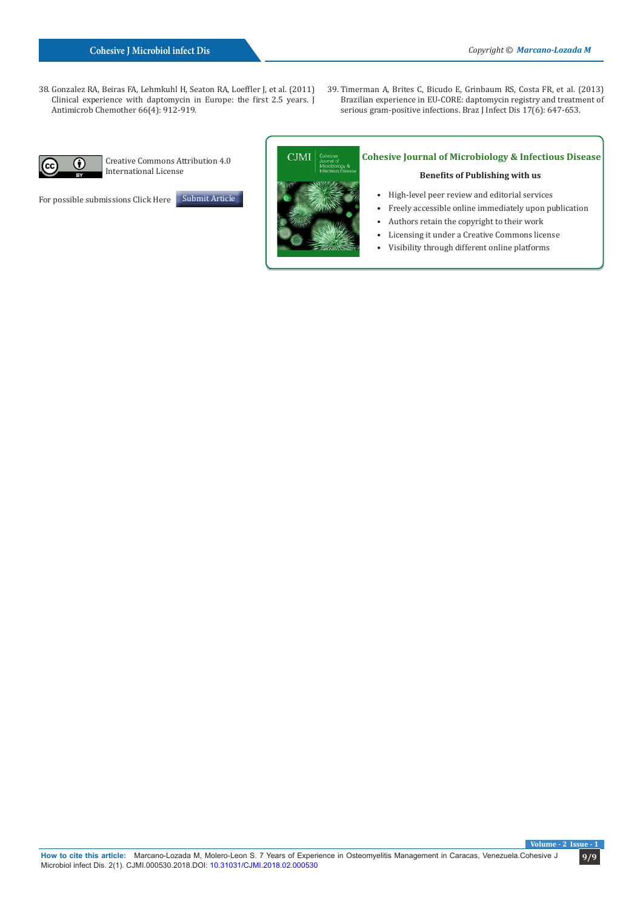38. Gonzalez RA, Beiras FA, Lehmkuhl H, Seaton RA, Loeffler J, et al. (2011) Clinical experience with daptomycin in Europe: the first 2.5 years. J Antimicrob Chemother 66(4): 912-919.

39. Timerman A, Brites C, Bicudo E, Grinbaum RS, Costa FR, et al. (2013) Brazilian experience in EU-CORE: daptomycin registry and treatment of serious gram-positive infections. Braz J Infect Dis 17(6): 647-653.

Creative Commons Attribution 4.0 International License

For possible submissions Click Here Submit Article

**Cohesive Journal of Microbiology & Infectious Disease**

**Benefits of Publishing with us**

- High-level peer review and editorial services
- Freely accessible online immediately upon publication
- Authors retain the copyright to their work
- Licensing it under a Creative Commons license
- Visibility through different online platforms

**How to cite this article:** Marcano-Lozada M, Molero-Leon S. 7 Years of Experience in Osteomyelitis Management in Caracas, Venezuela.Cohesive J Microbiol infect Dis. 2(1). CJMI.000530.2018.DOI: 10.31031/CJMI.2018.02.000530